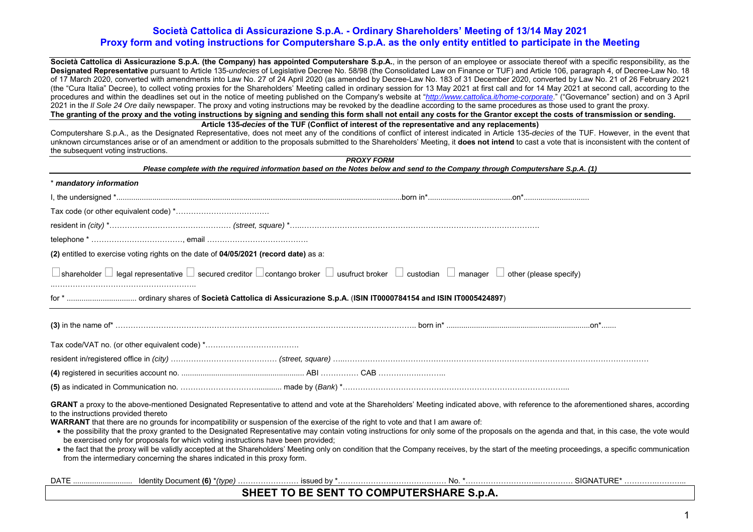# Società Cattolica di Assicurazione S.p.A. - Ordinary Shareholders' Meeting of 13/14 May 2021
## Proxy form and voting instructions for Computershare S.p.A. as the only entity entitled to participate in the Meeting

**Società Cattolica di Assicurazione S.p.A. (the Company) has appointed Computershare S.p.A.**, in the person of an employee or associate thereof with a specific responsibility, as the **Designated Representative** pursuant to Article 135-*undecies* of Legislative Decree No. 58/98 (the Consolidated Law on Finance or TUF) and Article 106, paragraph 4, of Decree-Law No. 18 of 17 March 2020, converted with amendments into Law No. 27 of 24 April 2020 (as amended by Decree-Law No. 183 of 31 December 2020, converted by Law No. 21 of 26 February 2021 (the "Cura Italia" Decree), to collect voting proxies for the Shareholders' Meeting called in ordinary session for 13 May 2021 at first call and for 14 May 2021 at second call, according to the procedures and within the deadlines set out in the notice of meeting published on the Company's website at "*http://www.cattolica.it/home-corporate*." ("Governance" section) and on 3 April 2021 in the *Il Sole 24 Ore* daily newspaper. The proxy and voting instructions may be revoked by the deadline according to the same procedures as those used to grant the proxy.
**The granting of the proxy and the voting instructions by signing and sending this form shall not entail any costs for the Grantor except the costs of transmission or sending.**

**Article 135-*decies* of the TUF (Conflict of interest of the representative and any replacements)**

Computershare S.p.A., as the Designated Representative, does not meet any of the conditions of conflict of interest indicated in Article 135-*decies* of the TUF. However, in the event that unknown circumstances arise or of an amendment or addition to the proposals submitted to the Shareholders' Meeting, it **does not intend** to cast a vote that is inconsistent with the content of the subsequent voting instructions.

***PROXY FORM***

***Please complete with the required information based on the Notes below and send to the Company through Computershare S.p.A. (1)***

\* ***mandatory information***

I, the undersigned \*.......................................................born in\*........................on\*..................

Tax code (or other equivalent code) \*……………………………

resident in *(city)* \*…………………………… *(street, square)* \*……………………………………………

telephone \* ……………………………, email ……………………………

**(2)** entitled to exercise voting rights on the date of **04/05/2021 (record date)** as a:

☐ shareholder ☐ legal representative ☐ secured creditor ☐ contango broker ☐ usufruct broker ☐ custodian ☐ manager ☐ other (please specify)

…………………………………………

for \* ................................ ordinary shares of **Società Cattolica di Assicurazione S.p.A.** (**ISIN IT0000784154 and ISIN IT0005424897**)

**(3)** in the name of\* ………………………………………………………… born in\* ..........................................on\*.......

Tax code/VAT no. (or other equivalent code) \*……………………………

resident in/registered office in *(city)* …………………………… *(street, square)* ……………………………………………

**(4)** registered in securities account no. .................................... ABI …………… CAB ……………………

**(5)** as indicated in Communication no. ……………………........... made by (*Bank*) \*……………………………………………

**GRANT** a proxy to the above-mentioned Designated Representative to attend and vote at the Shareholders' Meeting indicated above, with reference to the aforementioned shares, according to the instructions provided thereto

**WARRANT** that there are no grounds for incompatibility or suspension of the exercise of the right to vote and that I am aware of:

- the possibility that the proxy granted to the Designated Representative may contain voting instructions for only some of the proposals on the agenda and that, in this case, the vote would be exercised only for proposals for which voting instructions have been provided;
- the fact that the proxy will be validly accepted at the Shareholders' Meeting only on condition that the Company receives, by the start of the meeting proceedings, a specific communication from the intermediary concerning the shares indicated in this proxy form.

DATE ........................... Identity Document **(6)** \**(type)* …………………… issued by \*…………………………… No. \*…………………………… SIGNATURE\* ……………………

**SHEET TO BE SENT TO COMPUTERSHARE S.p.A.**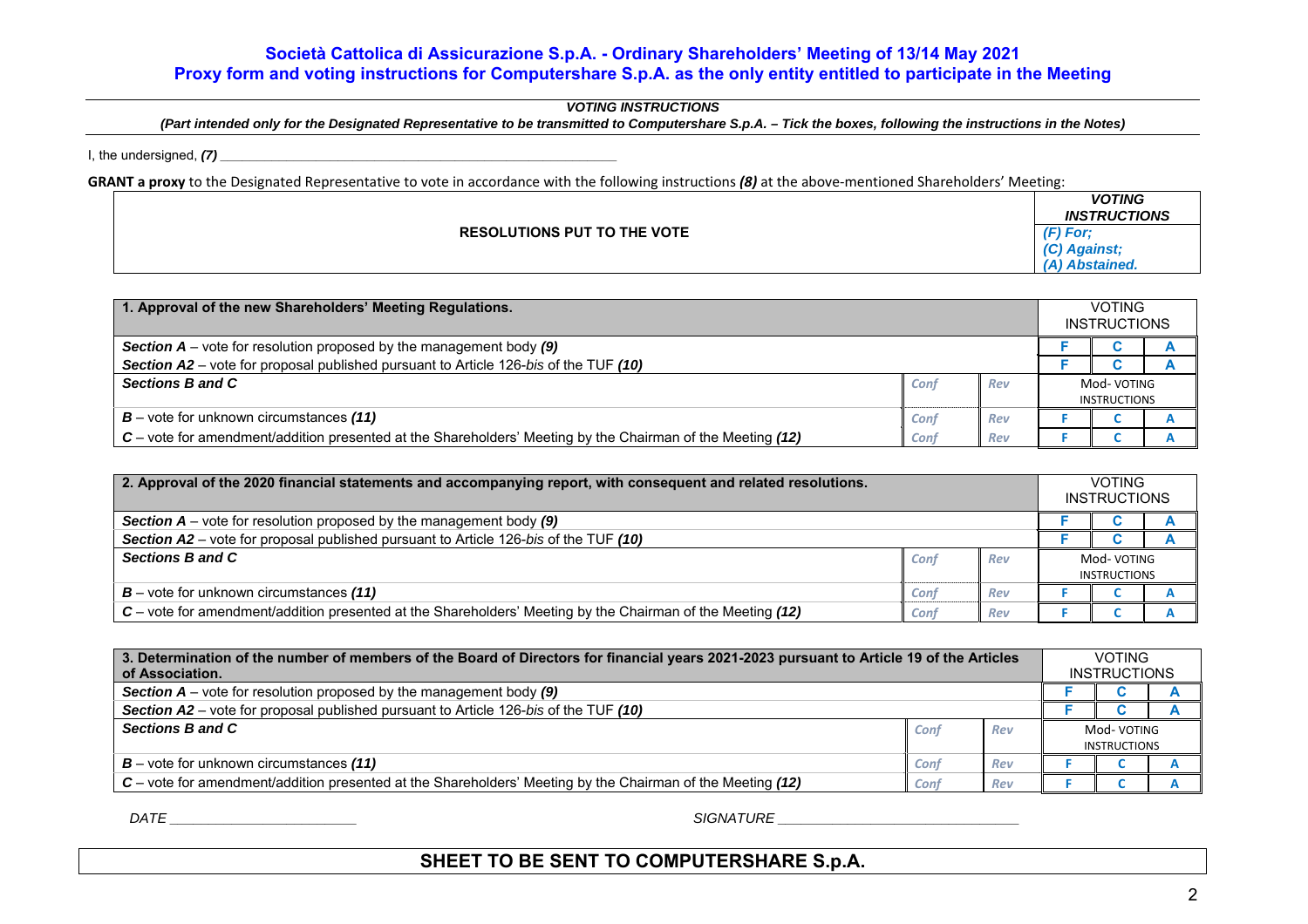## Società Cattolica di Assicurazione S.p.A. - Ordinary Shareholders' Meeting of 13/14 May 2021
## Proxy form and voting instructions for Computershare S.p.A. as the only entity entitled to participate in the Meeting

***VOTING INSTRUCTIONS***

***(Part intended only for the Designated Representative to be transmitted to Computershare S.p.A. – Tick the boxes, following the instructions in the Notes)***

I, the undersigned, ***(7)*** _______________________________________________

**GRANT a proxy** to the Designated Representative to vote in accordance with the following instructions ***(8)*** at the above-mentioned Shareholders' Meeting:

| RESOLUTIONS PUT TO THE VOTE | ***VOTING INSTRUCTIONS*** |
|---|---|
| | ***(F) For;*** ***(C) Against;*** ***(A) Abstained.*** |

| **1. Approval of the new Shareholders' Meeting Regulations.** | | | VOTING INSTRUCTIONS | | |
|---|---|---|---|---|---|
| ***Section A*** – vote for resolution proposed by the management body ***(9)*** | | | F | C | A |
| ***Section A2*** – vote for proposal published pursuant to Article 126-*bis* of the TUF ***(10)*** | | | F | C | A |
| ***Sections B and C*** | *Conf* | *Rev* | Mod- VOTING INSTRUCTIONS | | |
| ***B*** – vote for unknown circumstances ***(11)*** | *Conf* | *Rev* | F | C | A |
| ***C*** – vote for amendment/addition presented at the Shareholders' Meeting by the Chairman of the Meeting ***(12)*** | *Conf* | *Rev* | F | C | A |

| **2. Approval of the 2020 financial statements and accompanying report, with consequent and related resolutions.** | | | VOTING INSTRUCTIONS | | |
|---|---|---|---|---|---|
| ***Section A*** – vote for resolution proposed by the management body ***(9)*** | | | F | C | A |
| ***Section A2*** – vote for proposal published pursuant to Article 126-*bis* of the TUF ***(10)*** | | | F | C | A |
| ***Sections B and C*** | *Conf* | *Rev* | Mod- VOTING INSTRUCTIONS | | |
| ***B*** – vote for unknown circumstances ***(11)*** | *Conf* | *Rev* | F | C | A |
| ***C*** – vote for amendment/addition presented at the Shareholders' Meeting by the Chairman of the Meeting ***(12)*** | *Conf* | *Rev* | F | C | A |

| **3. Determination of the number of members of the Board of Directors for financial years 2021-2023 pursuant to Article 19 of the Articles of Association.** | | | VOTING INSTRUCTIONS | | |
|---|---|---|---|---|---|
| ***Section A*** – vote for resolution proposed by the management body ***(9)*** | | | F | C | A |
| ***Section A2*** – vote for proposal published pursuant to Article 126-*bis* of the TUF ***(10)*** | | | F | C | A |
| ***Sections B and C*** | *Conf* | *Rev* | Mod- VOTING INSTRUCTIONS | | |
| ***B*** – vote for unknown circumstances ***(11)*** | *Conf* | *Rev* | F | C | A |
| ***C*** – vote for amendment/addition presented at the Shareholders' Meeting by the Chairman of the Meeting ***(12)*** | *Conf* | *Rev* | F | C | A |

*DATE* ________________________ *SIGNATURE* ______________________________

**SHEET TO BE SENT TO COMPUTERSHARE S.p.A.**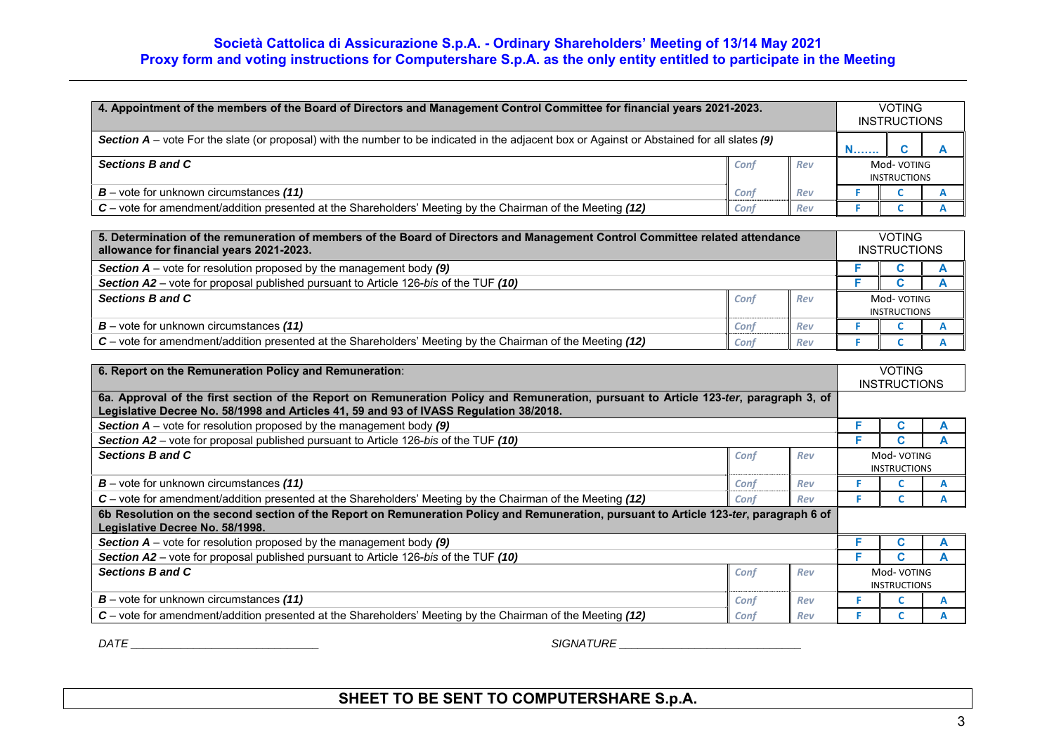**Società Cattolica di Assicurazione S.p.A. - Ordinary Shareholders' Meeting of 13/14 May 2021**
**Proxy form and voting instructions for Computershare S.p.A. as the only entity entitled to participate in the Meeting**

| **4. Appointment of the members of the Board of Directors and Management Control Committee for financial years 2021-2023.** | | | VOTING INSTRUCTIONS | | |
|---|---|---|---|---|---|
| ***Section A*** – vote For the slate (or proposal) with the number to be indicated in the adjacent box or Against or Abstained for all slates ***(9)*** | | | N……. | C | A |
| ***Sections B and C*** | Conf | Rev | Mod- VOTING INSTRUCTIONS | | |
| ***B*** – vote for unknown circumstances ***(11)*** | Conf | Rev | F | C | A |
| ***C*** – vote for amendment/addition presented at the Shareholders' Meeting by the Chairman of the Meeting ***(12)*** | Conf | Rev | F | C | A |

| **5. Determination of the remuneration of members of the Board of Directors and Management Control Committee related attendance allowance for financial years 2021-2023.** | | | VOTING INSTRUCTIONS | | |
|---|---|---|---|---|---|
| ***Section A*** – vote for resolution proposed by the management body ***(9)*** | | | F | C | A |
| ***Section A2*** – vote for proposal published pursuant to Article 126-*bis* of the TUF ***(10)*** | | | F | C | A |
| ***Sections B and C*** | Conf | Rev | Mod- VOTING INSTRUCTIONS | | |
| ***B*** – vote for unknown circumstances ***(11)*** | Conf | Rev | F | C | A |
| ***C*** – vote for amendment/addition presented at the Shareholders' Meeting by the Chairman of the Meeting ***(12)*** | Conf | Rev | F | C | A |

| **6. Report on the Remuneration Policy and Remuneration**: | | | VOTING INSTRUCTIONS | | |
|---|---|---|---|---|---|
| **6a. Approval of the first section of the Report on Remuneration Policy and Remuneration, pursuant to Article 123-*ter*, paragraph 3, of Legislative Decree No. 58/1998 and Articles 41, 59 and 93 of IVASS Regulation 38/2018.** | | | | | |
| ***Section A*** – vote for resolution proposed by the management body ***(9)*** | | | F | C | A |
| ***Section A2*** – vote for proposal published pursuant to Article 126-*bis* of the TUF ***(10)*** | | | F | C | A |
| ***Sections B and C*** | Conf | Rev | Mod- VOTING INSTRUCTIONS | | |
| ***B*** – vote for unknown circumstances ***(11)*** | Conf | Rev | F | C | A |
| ***C*** – vote for amendment/addition presented at the Shareholders' Meeting by the Chairman of the Meeting ***(12)*** | Conf | Rev | F | C | A |
| **6b Resolution on the second section of the Report on Remuneration Policy and Remuneration, pursuant to Article 123-*ter*, paragraph 6 of Legislative Decree No. 58/1998.** | | | | | |
| ***Section A*** – vote for resolution proposed by the management body ***(9)*** | | | F | C | A |
| ***Section A2*** – vote for proposal published pursuant to Article 126-*bis* of the TUF ***(10)*** | | | F | C | A |
| ***Sections B and C*** | Conf | Rev | Mod- VOTING INSTRUCTIONS | | |
| ***B*** – vote for unknown circumstances ***(11)*** | Conf | Rev | F | C | A |
| ***C*** – vote for amendment/addition presented at the Shareholders' Meeting by the Chairman of the Meeting ***(12)*** | Conf | Rev | F | C | A |

*DATE* ______________________________ *SIGNATURE* ______________________________

**SHEET TO BE SENT TO COMPUTERSHARE S.p.A.**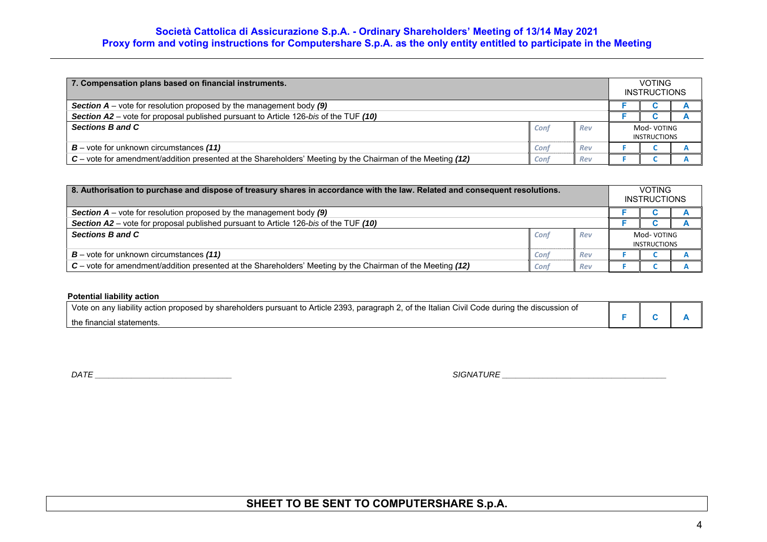| **7. Compensation plans based on financial instruments.** | | | VOTING INSTRUCTIONS | | |
|---|---|---|---|---|---|
| ***Section A*** – vote for resolution proposed by the management body ***(9)*** | | | F | C | A |
| ***Section A2*** – vote for proposal published pursuant to Article 126-*bis* of the TUF ***(10)*** | | | F | C | A |
| ***Sections B and C*** | Conf | Rev | Mod- VOTING INSTRUCTIONS | | |
| ***B*** – vote for unknown circumstances ***(11)*** | Conf | Rev | F | C | A |
| ***C*** – vote for amendment/addition presented at the Shareholders' Meeting by the Chairman of the Meeting ***(12)*** | Conf | Rev | F | C | A |

| **8. Authorisation to purchase and dispose of treasury shares in accordance with the law. Related and consequent resolutions.** | | | VOTING INSTRUCTIONS | | |
|---|---|---|---|---|---|
| ***Section A*** – vote for resolution proposed by the management body ***(9)*** | | | F | C | A |
| ***Section A2*** – vote for proposal published pursuant to Article 126-*bis* of the TUF ***(10)*** | | | F | C | A |
| ***Sections B and C*** | Conf | Rev | Mod- VOTING INSTRUCTIONS | | |
| ***B*** – vote for unknown circumstances ***(11)*** | Conf | Rev | F | C | A |
| ***C*** – vote for amendment/addition presented at the Shareholders' Meeting by the Chairman of the Meeting ***(12)*** | Conf | Rev | F | C | A |

**Potential liability action**

| | | | |
|---|---|---|---|
| Vote on any liability action proposed by shareholders pursuant to Article 2393, paragraph 2, of the Italian Civil Code during the discussion of the financial statements. | F | C | A |

*DATE* ______________________________ *SIGNATURE* ____________________________________

**SHEET TO BE SENT TO COMPUTERSHARE S.p.A.**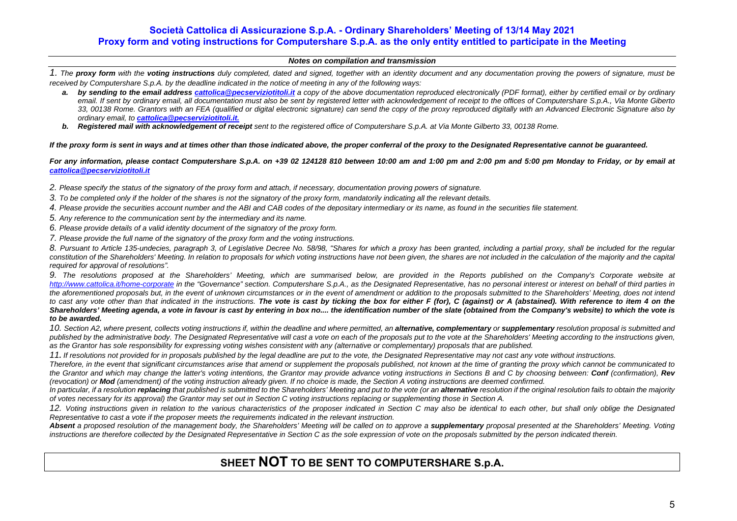## Società Cattolica di Assicurazione S.p.A. - Ordinary Shareholders' Meeting of 13/14 May 2021
## Proxy form and voting instructions for Computershare S.p.A. as the only entity entitled to participate in the Meeting

### *Notes on compilation and transmission*

*1. The **proxy form** with the **voting instructions** duly completed, dated and signed, together with an identity document and any documentation proving the powers of signature, must be received by Computershare S.p.A. by the deadline indicated in the notice of meeting in any of the following ways:*

- *a. **by sending to the email address [cattolica@pecserviziotitoli.it](mailto:cattolica@pecserviziotitoli.it)** a copy of the above documentation reproduced electronically (PDF format), either by certified email or by ordinary email. If sent by ordinary email, all documentation must also be sent by registered letter with acknowledgement of receipt to the offices of Computershare S.p.A., Via Monte Giberto 33, 00138 Rome. Grantors with an FEA (qualified or digital electronic signature) can send the copy of the proxy reproduced digitally with an Advanced Electronic Signature also by ordinary email, to **[cattolica@pecserviziotitoli.it.](mailto:cattolica@pecserviziotitoli.it)***
- *b. **Registered mail with acknowledgement of receipt** sent to the registered office of Computershare S.p.A. at Via Monte Gilberto 33, 00138 Rome.*

***If the proxy form is sent in ways and at times other than those indicated above, the proper conferral of the proxy to the Designated Representative cannot be guaranteed.***

***For any information, please contact Computershare S.p.A. on +39 02 124128 810 between 10:00 am and 1:00 pm and 2:00 pm and 5:00 pm Monday to Friday, or by email at [cattolica@pecserviziotitoli.it](mailto:cattolica@pecserviziotitoli.it)***

*2. Please specify the status of the signatory of the proxy form and attach, if necessary, documentation proving powers of signature.*

*3. To be completed only if the holder of the shares is not the signatory of the proxy form, mandatorily indicating all the relevant details.*

*4. Please provide the securities account number and the ABI and CAB codes of the depositary intermediary or its name, as found in the securities file statement.*

*5. Any reference to the communication sent by the intermediary and its name.*

*6. Please provide details of a valid identity document of the signatory of the proxy form.*

*7. Please provide the full name of the signatory of the proxy form and the voting instructions.*

*8. Pursuant to Article 135-undecies, paragraph 3, of Legislative Decree No. 58/98, "Shares for which a proxy has been granted, including a partial proxy, shall be included for the regular constitution of the Shareholders' Meeting. In relation to proposals for which voting instructions have not been given, the shares are not included in the calculation of the majority and the capital required for approval of resolutions".*

*9. The resolutions proposed at the Shareholders' Meeting, which are summarised below, are provided in the Reports published on the Company's Corporate website at [http://www.cattolica.it/home-corporate](http://www.cattolica.it/home-corporate) in the "Governance" section. Computershare S.p.A., as the Designated Representative, has no personal interest or interest on behalf of third parties in the aforementioned proposals but, in the event of unknown circumstances or in the event of amendment or addition to the proposals submitted to the Shareholders' Meeting, does not intend to cast any vote other than that indicated in the instructions. **The vote is cast by ticking the box for either F (for), C (against) or A (abstained). With reference to item 4 on the Shareholders' Meeting agenda, a vote in favour is cast by entering in box no.... the identification number of the slate (obtained from the Company's website) to which the vote is to be awarded.***

*10. Section A2, where present, collects voting instructions if, within the deadline and where permitted, an **alternative, complementary** or **supplementary** resolution proposal is submitted and published by the administrative body. The Designated Representative will cast a vote on each of the proposals put to the vote at the Shareholders' Meeting according to the instructions given, as the Grantor has sole responsibility for expressing voting wishes consistent with any (alternative or complementary) proposals that are published.*

*11. If resolutions not provided for in proposals published by the legal deadline are put to the vote, the Designated Representative may not cast any vote without instructions.*

*Therefore, in the event that significant circumstances arise that amend or supplement the proposals published, not known at the time of granting the proxy which cannot be communicated to the Grantor and which may change the latter's voting intentions, the Grantor may provide advance voting instructions in Sections B and C by choosing between: **Conf** (confirmation), **Rev** (revocation) or **Mod** (amendment) of the voting instruction already given. If no choice is made, the Section A voting instructions are deemed confirmed.*

*In particular, if a resolution **replacing** that published is submitted to the Shareholders' Meeting and put to the vote (or an **alternative** resolution if the original resolution fails to obtain the majority of votes necessary for its approval) the Grantor may set out in Section C voting instructions replacing or supplementing those in Section A.*

*12. Voting instructions given in relation to the various characteristics of the proposer indicated in Section C may also be identical to each other, but shall only oblige the Designated Representative to cast a vote if the proposer meets the requirements indicated in the relevant instruction.*

***Absent** a proposed resolution of the management body, the Shareholders' Meeting will be called on to approve a **supplementary** proposal presented at the Shareholders' Meeting. Voting instructions are therefore collected by the Designated Representative in Section C as the sole expression of vote on the proposals submitted by the person indicated therein.*

## SHEET **NOT** TO BE SENT TO COMPUTERSHARE S.p.A.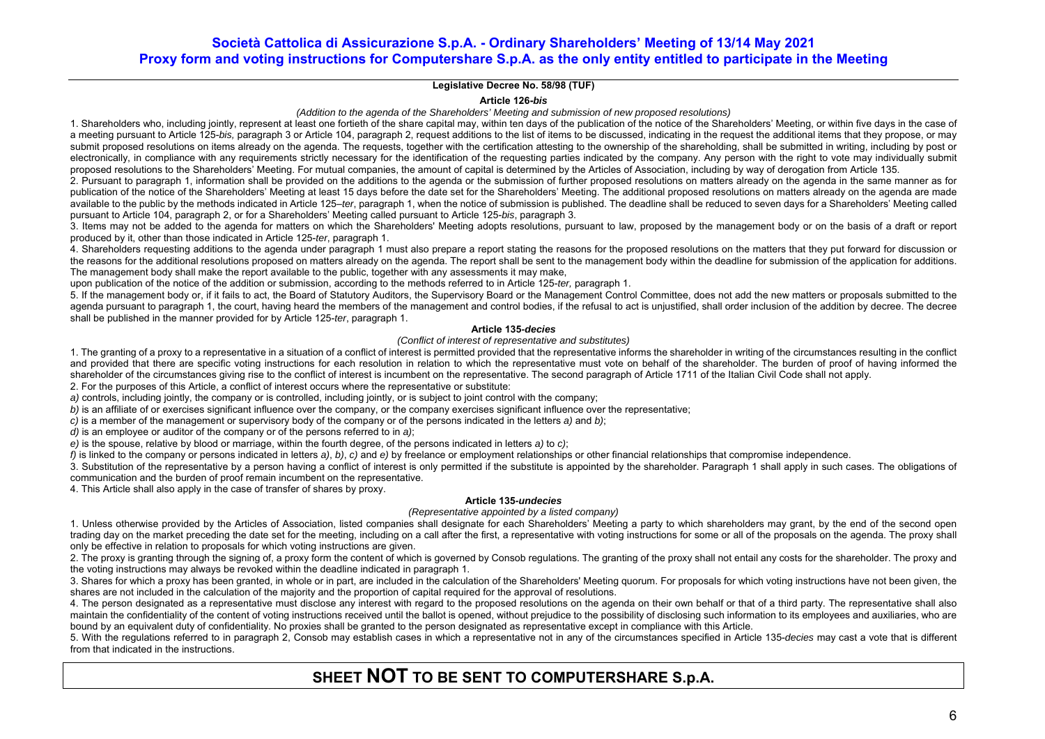## Società Cattolica di Assicurazione S.p.A. - Ordinary Shareholders' Meeting of 13/14 May 2021
## Proxy form and voting instructions for Computershare S.p.A. as the only entity entitled to participate in the Meeting

**Legislative Decree No. 58/98 (TUF)**

**Article 126-*bis***

*(Addition to the agenda of the Shareholders' Meeting and submission of new proposed resolutions)*

1. Shareholders who, including jointly, represent at least one fortieth of the share capital may, within ten days of the publication of the notice of the Shareholders' Meeting, or within five days in the case of a meeting pursuant to Article 125-*bis,* paragraph 3 or Article 104, paragraph 2, request additions to the list of items to be discussed, indicating in the request the additional items that they propose, or may submit proposed resolutions on items already on the agenda. The requests, together with the certification attesting to the ownership of the shareholding, shall be submitted in writing, including by post or electronically, in compliance with any requirements strictly necessary for the identification of the requesting parties indicated by the company. Any person with the right to vote may individually submit proposed resolutions to the Shareholders' Meeting. For mutual companies, the amount of capital is determined by the Articles of Association, including by way of derogation from Article 135.

2. Pursuant to paragraph 1, information shall be provided on the additions to the agenda or the submission of further proposed resolutions on matters already on the agenda in the same manner as for publication of the notice of the Shareholders' Meeting at least 15 days before the date set for the Shareholders' Meeting. The additional proposed resolutions on matters already on the agenda are made available to the public by the methods indicated in Article 125–*ter*, paragraph 1, when the notice of submission is published. The deadline shall be reduced to seven days for a Shareholders' Meeting called pursuant to Article 104, paragraph 2, or for a Shareholders' Meeting called pursuant to Article 125-*bis*, paragraph 3.

3. Items may not be added to the agenda for matters on which the Shareholders' Meeting adopts resolutions, pursuant to law, proposed by the management body or on the basis of a draft or report produced by it, other than those indicated in Article 125-*ter*, paragraph 1.

4. Shareholders requesting additions to the agenda under paragraph 1 must also prepare a report stating the reasons for the proposed resolutions on the matters that they put forward for discussion or the reasons for the additional resolutions proposed on matters already on the agenda. The report shall be sent to the management body within the deadline for submission of the application for additions. The management body shall make the report available to the public, together with any assessments it may make,
upon publication of the notice of the addition or submission, according to the methods referred to in Article 125-*ter,* paragraph 1.

5. If the management body or, if it fails to act, the Board of Statutory Auditors, the Supervisory Board or the Management Control Committee, does not add the new matters or proposals submitted to the agenda pursuant to paragraph 1, the court, having heard the members of the management and control bodies, if the refusal to act is unjustified, shall order inclusion of the addition by decree. The decree shall be published in the manner provided for by Article 125-*ter*, paragraph 1.

**Article 135-*decies***

*(Conflict of interest of representative and substitutes)*

1. The granting of a proxy to a representative in a situation of a conflict of interest is permitted provided that the representative informs the shareholder in writing of the circumstances resulting in the conflict and provided that there are specific voting instructions for each resolution in relation to which the representative must vote on behalf of the shareholder. The burden of proof of having informed the shareholder of the circumstances giving rise to the conflict of interest is incumbent on the representative. The second paragraph of Article 1711 of the Italian Civil Code shall not apply.

2. For the purposes of this Article, a conflict of interest occurs where the representative or substitute:

*a)* controls, including jointly, the company or is controlled, including jointly, or is subject to joint control with the company;

*b)* is an affiliate of or exercises significant influence over the company, or the company exercises significant influence over the representative;

*c)* is a member of the management or supervisory body of the company or of the persons indicated in the letters *a)* and *b)*;

*d)* is an employee or auditor of the company or of the persons referred to in *a)*;

*e)* is the spouse, relative by blood or marriage, within the fourth degree, of the persons indicated in letters *a)* to *c)*;

*f)* is linked to the company or persons indicated in letters *a)*, *b)*, *c)* and *e)* by freelance or employment relationships or other financial relationships that compromise independence.

3. Substitution of the representative by a person having a conflict of interest is only permitted if the substitute is appointed by the shareholder. Paragraph 1 shall apply in such cases. The obligations of communication and the burden of proof remain incumbent on the representative.

4. This Article shall also apply in the case of transfer of shares by proxy.

**Article 135-*undecies***

*(Representative appointed by a listed company)*

1. Unless otherwise provided by the Articles of Association, listed companies shall designate for each Shareholders' Meeting a party to which shareholders may grant, by the end of the second open trading day on the market preceding the date set for the meeting, including on a call after the first, a representative with voting instructions for some or all of the proposals on the agenda. The proxy shall only be effective in relation to proposals for which voting instructions are given.

2. The proxy is granting through the signing of, a proxy form the content of which is governed by Consob regulations. The granting of the proxy shall not entail any costs for the shareholder. The proxy and the voting instructions may always be revoked within the deadline indicated in paragraph 1.

3. Shares for which a proxy has been granted, in whole or in part, are included in the calculation of the Shareholders' Meeting quorum. For proposals for which voting instructions have not been given, the shares are not included in the calculation of the majority and the proportion of capital required for the approval of resolutions.

4. The person designated as a representative must disclose any interest with regard to the proposed resolutions on the agenda on their own behalf or that of a third party. The representative shall also maintain the confidentiality of the content of voting instructions received until the ballot is opened, without prejudice to the possibility of disclosing such information to its employees and auxiliaries, who are bound by an equivalent duty of confidentiality. No proxies shall be granted to the person designated as representative except in compliance with this Article.

5. With the regulations referred to in paragraph 2, Consob may establish cases in which a representative not in any of the circumstances specified in Article 135-*decies* may cast a vote that is different from that indicated in the instructions.

## SHEET **NOT** TO BE SENT TO COMPUTERSHARE S.p.A.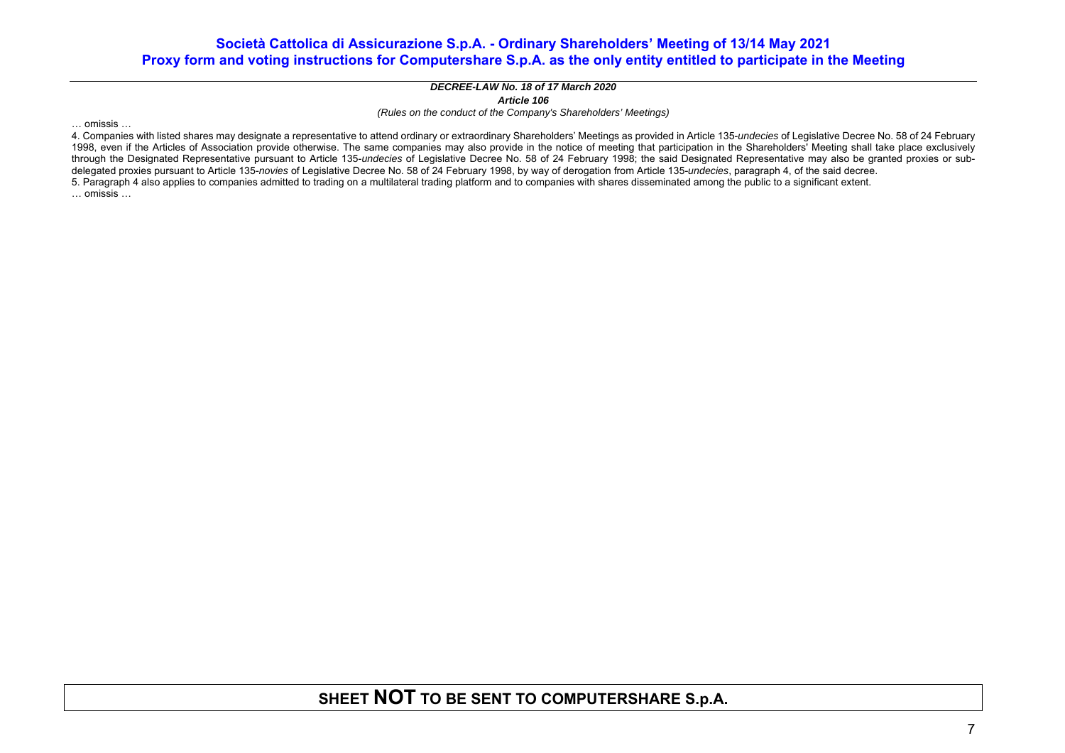**DECREE-LAW No. 18 of 17 March 2020**

***Article 106***

*(Rules on the conduct of the Company's Shareholders' Meetings)*

… omissis …

4. Companies with listed shares may designate a representative to attend ordinary or extraordinary Shareholders' Meetings as provided in Article 135-*undecies* of Legislative Decree No. 58 of 24 February 1998, even if the Articles of Association provide otherwise. The same companies may also provide in the notice of meeting that participation in the Shareholders' Meeting shall take place exclusively through the Designated Representative pursuant to Article 135-*undecies* of Legislative Decree No. 58 of 24 February 1998; the said Designated Representative may also be granted proxies or sub-delegated proxies pursuant to Article 135-*novies* of Legislative Decree No. 58 of 24 February 1998, by way of derogation from Article 135-*undecies*, paragraph 4, of the said decree.

5. Paragraph 4 also applies to companies admitted to trading on a multilateral trading platform and to companies with shares disseminated among the public to a significant extent.

… omissis …

**SHEET NOT TO BE SENT TO COMPUTERSHARE S.p.A.**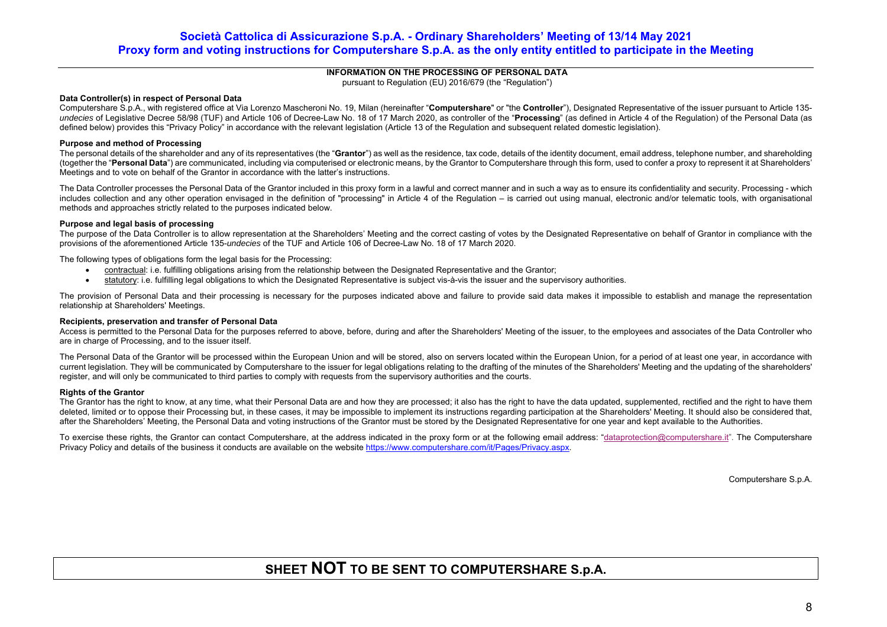# Società Cattolica di Assicurazione S.p.A. - Ordinary Shareholders' Meeting of 13/14 May 2021

# Proxy form and voting instructions for Computershare S.p.A. as the only entity entitled to participate in the Meeting

**INFORMATION ON THE PROCESSING OF PERSONAL DATA**

pursuant to Regulation (EU) 2016/679 (the "Regulation")

**Data Controller(s) in respect of Personal Data**

Computershare S.p.A., with registered office at Via Lorenzo Mascheroni No. 19, Milan (hereinafter "**Computershare**" or "the **Controller**"), Designated Representative of the issuer pursuant to Article 135-*undecies* of Legislative Decree 58/98 (TUF) and Article 106 of Decree-Law No. 18 of 17 March 2020, as controller of the "**Processing**" (as defined in Article 4 of the Regulation) of the Personal Data (as defined below) provides this "Privacy Policy" in accordance with the relevant legislation (Article 13 of the Regulation and subsequent related domestic legislation).

**Purpose and method of Processing**

The personal details of the shareholder and any of its representatives (the "**Grantor**") as well as the residence, tax code, details of the identity document, email address, telephone number, and shareholding (together the "**Personal Data**") are communicated, including via computerised or electronic means, by the Grantor to Computershare through this form, used to confer a proxy to represent it at Shareholders' Meetings and to vote on behalf of the Grantor in accordance with the latter's instructions.

The Data Controller processes the Personal Data of the Grantor included in this proxy form in a lawful and correct manner and in such a way as to ensure its confidentiality and security. Processing - which includes collection and any other operation envisaged in the definition of "processing" in Article 4 of the Regulation – is carried out using manual, electronic and/or telematic tools, with organisational methods and approaches strictly related to the purposes indicated below.

**Purpose and legal basis of processing**

The purpose of the Data Controller is to allow representation at the Shareholders' Meeting and the correct casting of votes by the Designated Representative on behalf of Grantor in compliance with the provisions of the aforementioned Article 135-*undecies* of the TUF and Article 106 of Decree-Law No. 18 of 17 March 2020.

The following types of obligations form the legal basis for the Processing:

- contractual: i.e. fulfilling obligations arising from the relationship between the Designated Representative and the Grantor;
- statutory: i.e. fulfilling legal obligations to which the Designated Representative is subject vis-à-vis the issuer and the supervisory authorities.

The provision of Personal Data and their processing is necessary for the purposes indicated above and failure to provide said data makes it impossible to establish and manage the representation relationship at Shareholders' Meetings.

**Recipients, preservation and transfer of Personal Data**

Access is permitted to the Personal Data for the purposes referred to above, before, during and after the Shareholders' Meeting of the issuer, to the employees and associates of the Data Controller who are in charge of Processing, and to the issuer itself.

The Personal Data of the Grantor will be processed within the European Union and will be stored, also on servers located within the European Union, for a period of at least one year, in accordance with current legislation. They will be communicated by Computershare to the issuer for legal obligations relating to the drafting of the minutes of the Shareholders' Meeting and the updating of the shareholders' register, and will only be communicated to third parties to comply with requests from the supervisory authorities and the courts.

**Rights of the Grantor**

The Grantor has the right to know, at any time, what their Personal Data are and how they are processed; it also has the right to have the data updated, supplemented, rectified and the right to have them deleted, limited or to oppose their Processing but, in these cases, it may be impossible to implement its instructions regarding participation at the Shareholders' Meeting. It should also be considered that, after the Shareholders' Meeting, the Personal Data and voting instructions of the Grantor must be stored by the Designated Representative for one year and kept available to the Authorities.

To exercise these rights, the Grantor can contact Computershare, at the address indicated in the proxy form or at the following email address: "dataprotection@computershare.it". The Computershare Privacy Policy and details of the business it conducts are available on the website https://www.computershare.com/it/Pages/Privacy.aspx.

Computershare S.p.A.

**SHEET NOT TO BE SENT TO COMPUTERSHARE S.p.A.**